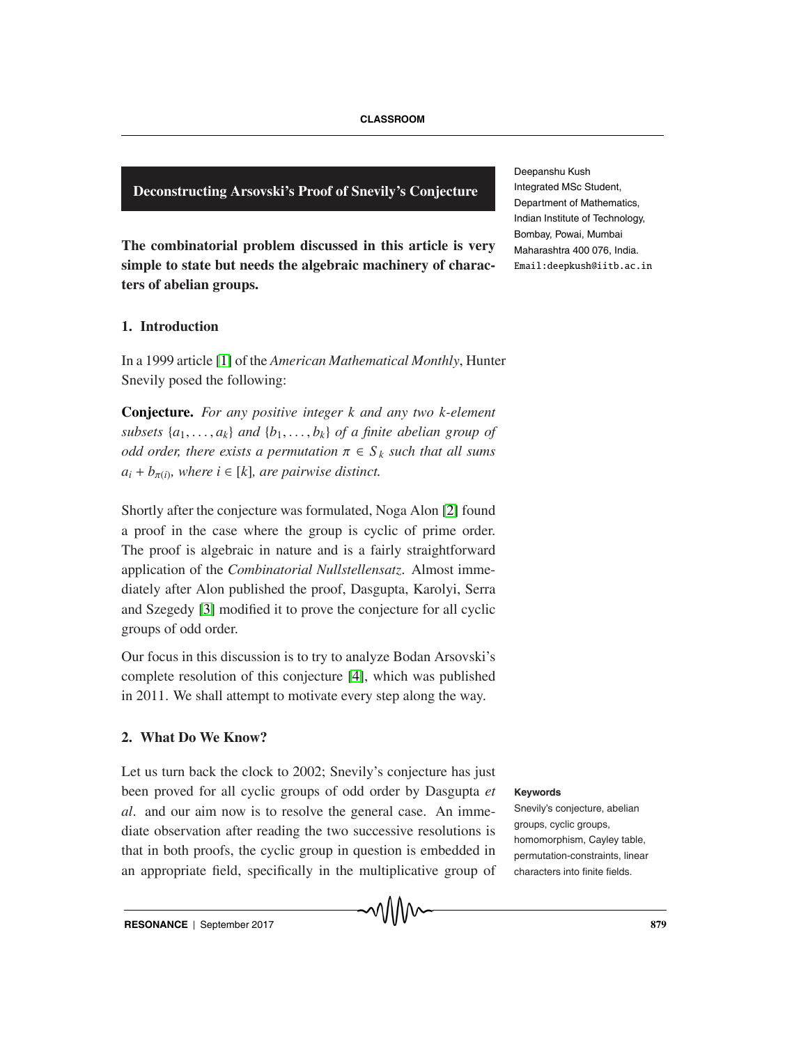# Deconstructing Arsovski's Proof of Snevily's Conjecture

Deepanshu Kush
Integrated MSc Student,
Department of Mathematics,
Indian Institute of Technology,
Bombay, Powai, Mumbai
Maharashtra 400 076, India.
Email:deepkush@iitb.ac.in

**The combinatorial problem discussed in this article is very simple to state but needs the algebraic machinery of characters of abelian groups.**

## 1. Introduction

In a 1999 article [1] of the *American Mathematical Monthly*, Hunter Snevily posed the following:

**Conjecture.** *For any positive integer k and any two k-element subsets* $\{a_1, \ldots, a_k\}$ *and* $\{b_1, \ldots, b_k\}$ *of a finite abelian group of odd order, there exists a permutation* $\pi \in S_k$ *such that all sums* $a_i + b_{\pi(i)}$*, where* $i \in [k]$*, are pairwise distinct.*

Shortly after the conjecture was formulated, Noga Alon [2] found a proof in the case where the group is cyclic of prime order. The proof is algebraic in nature and is a fairly straightforward application of the *Combinatorial Nullstellensatz*. Almost immediately after Alon published the proof, Dasgupta, Karolyi, Serra and Szegedy [3] modified it to prove the conjecture for all cyclic groups of odd order.

Our focus in this discussion is to try to analyze Bodan Arsovski's complete resolution of this conjecture [4], which was published in 2011. We shall attempt to motivate every step along the way.

## 2. What Do We Know?

Let us turn back the clock to 2002; Snevily's conjecture has just been proved for all cyclic groups of odd order by Dasgupta *et al*. and our aim now is to resolve the general case. An immediate observation after reading the two successive resolutions is that in both proofs, the cyclic group in question is embedded in an appropriate field, specifically in the multiplicative group of

**Keywords**

Snevily's conjecture, abelian groups, cyclic groups, homomorphism, Cayley table, permutation-constraints, linear characters into finite fields.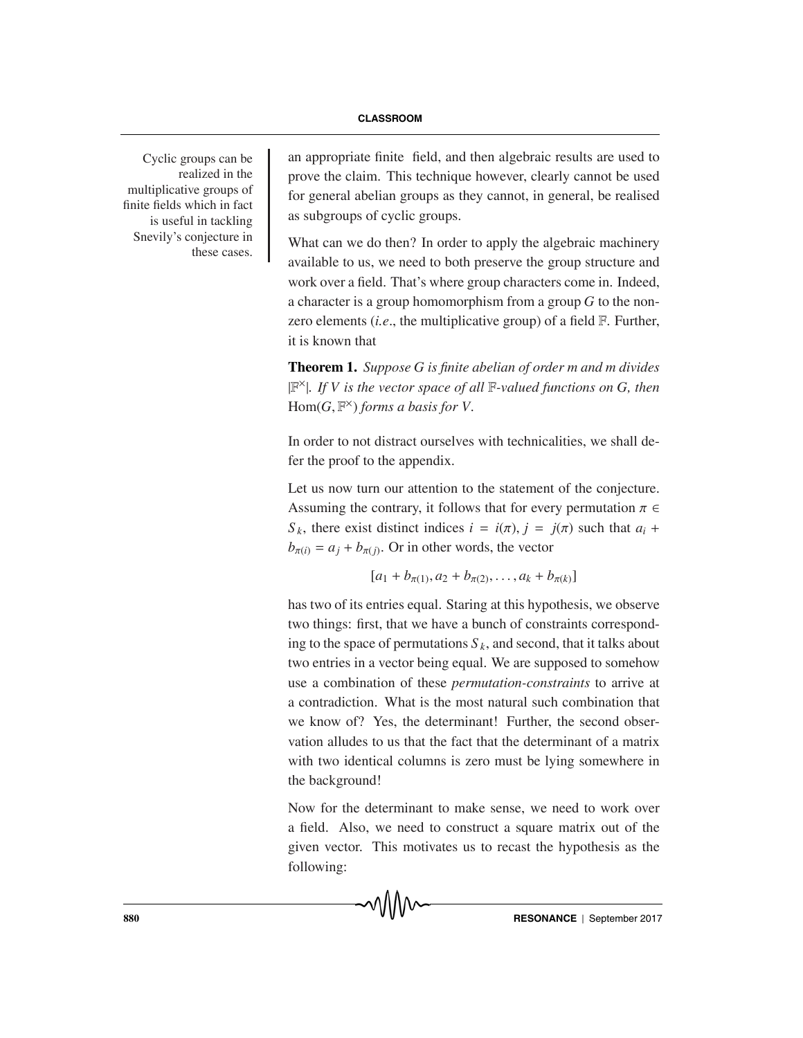Cyclic groups can be realized in the multiplicative groups of finite fields which in fact is useful in tackling Snevily's conjecture in these cases.

an appropriate finite field, and then algebraic results are used to prove the claim. This technique however, clearly cannot be used for general abelian groups as they cannot, in general, be realised as subgroups of cyclic groups.

What can we do then? In order to apply the algebraic machinery available to us, we need to both preserve the group structure and work over a field. That's where group characters come in. Indeed, a character is a group homomorphism from a group $G$ to the non-zero elements (*i.e.*, the multiplicative group) of a field $\mathbb{F}$. Further, it is known that

**Theorem 1.** *Suppose $G$ is finite abelian of order $m$ and $m$ divides $|\mathbb{F}^{\times}|$. If $V$ is the vector space of all $\mathbb{F}$-valued functions on $G$, then $\mathrm{Hom}(G, \mathbb{F}^{\times})$ forms a basis for $V$.*

In order to not distract ourselves with technicalities, we shall defer the proof to the appendix.

Let us now turn our attention to the statement of the conjecture. Assuming the contrary, it follows that for every permutation $\pi \in S_k$, there exist distinct indices $i = i(\pi)$, $j = j(\pi)$ such that $a_i + b_{\pi(i)} = a_j + b_{\pi(j)}$. Or in other words, the vector

$$[a_1 + b_{\pi(1)}, a_2 + b_{\pi(2)}, \ldots, a_k + b_{\pi(k)}]$$

has two of its entries equal. Staring at this hypothesis, we observe two things: first, that we have a bunch of constraints corresponding to the space of permutations $S_k$, and second, that it talks about two entries in a vector being equal. We are supposed to somehow use a combination of these *permutation-constraints* to arrive at a contradiction. What is the most natural such combination that we know of? Yes, the determinant! Further, the second observation alludes to us that the fact that the determinant of a matrix with two identical columns is zero must be lying somewhere in the background!

Now for the determinant to make sense, we need to work over a field. Also, we need to construct a square matrix out of the given vector. This motivates us to recast the hypothesis as the following: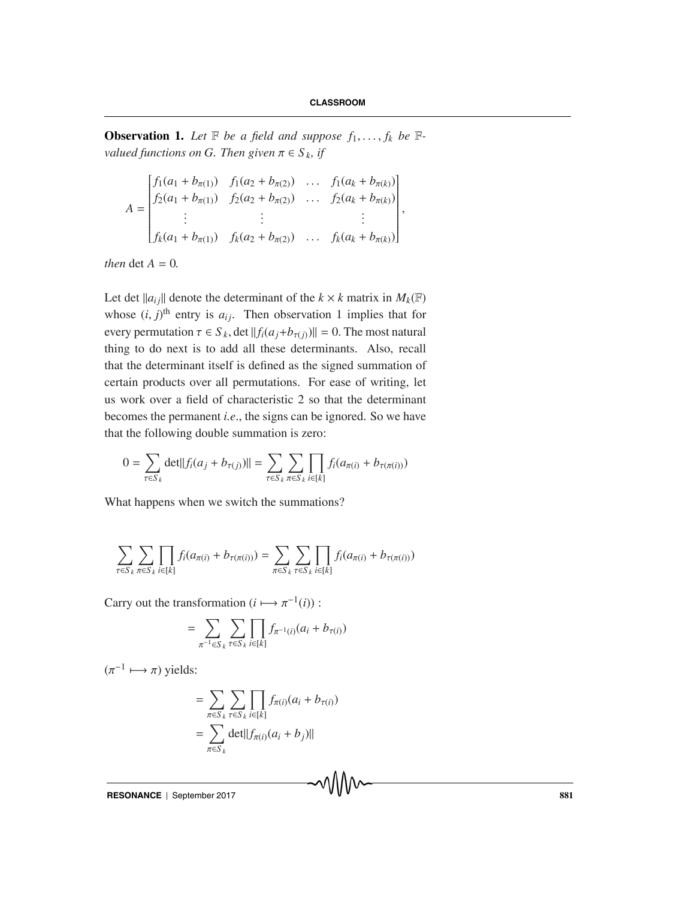**Observation 1.** *Let $\mathbb{F}$ be a field and suppose $f_1, \ldots, f_k$ be $\mathbb{F}$-valued functions on $G$. Then given $\pi \in S_k$, if*

$$A = \begin{bmatrix} f_1(a_1 + b_{\pi(1)}) & f_1(a_2 + b_{\pi(2)}) & \ldots & f_1(a_k + b_{\pi(k)}) \\ f_2(a_1 + b_{\pi(1)}) & f_2(a_2 + b_{\pi(2)}) & \ldots & f_2(a_k + b_{\pi(k)}) \\ \vdots & \vdots & & \vdots \\ f_k(a_1 + b_{\pi(1)}) & f_k(a_2 + b_{\pi(2)}) & \ldots & f_k(a_k + b_{\pi(k)}) \end{bmatrix},$$

*then* $\det A = 0$.

Let $\det \|a_{ij}\|$ denote the determinant of the $k \times k$ matrix in $M_k(\mathbb{F})$ whose $(i, j)^{\text{th}}$ entry is $a_{ij}$. Then observation 1 implies that for every permutation $\tau \in S_k$, $\det \|f_i(a_j + b_{\tau(j)})\| = 0$. The most natural thing to do next is to add all these determinants. Also, recall that the determinant itself is defined as the signed summation of certain products over all permutations. For ease of writing, let us work over a field of characteristic 2 so that the determinant becomes the permanent *i.e.*, the signs can be ignored. So we have that the following double summation is zero:

$$0 = \sum_{\tau \in S_k} \det \|f_i(a_j + b_{\tau(j)})\| = \sum_{\tau \in S_k} \sum_{\pi \in S_k} \prod_{i \in [k]} f_i(a_{\pi(i)} + b_{\tau(\pi(i))})$$

What happens when we switch the summations?

$$\sum_{\tau \in S_k} \sum_{\pi \in S_k} \prod_{i \in [k]} f_i(a_{\pi(i)} + b_{\tau(\pi(i))}) = \sum_{\pi \in S_k} \sum_{\tau \in S_k} \prod_{i \in [k]} f_i(a_{\pi(i)} + b_{\tau(\pi(i))})$$

Carry out the transformation $(i \longmapsto \pi^{-1}(i))$ :

$$= \sum_{\pi^{-1} \in S_k} \sum_{\tau \in S_k} \prod_{i \in [k]} f_{\pi^{-1}(i)}(a_i + b_{\tau(i)})$$

$(\pi^{-1} \longmapsto \pi)$ yields:

$$\begin{aligned} &= \sum_{\pi \in S_k} \sum_{\tau \in S_k} \prod_{i \in [k]} f_{\pi(i)}(a_i + b_{\tau(i)}) \\ &= \sum_{\pi \in S_k} \det \|f_{\pi(i)}(a_i + b_j)\| \end{aligned}$$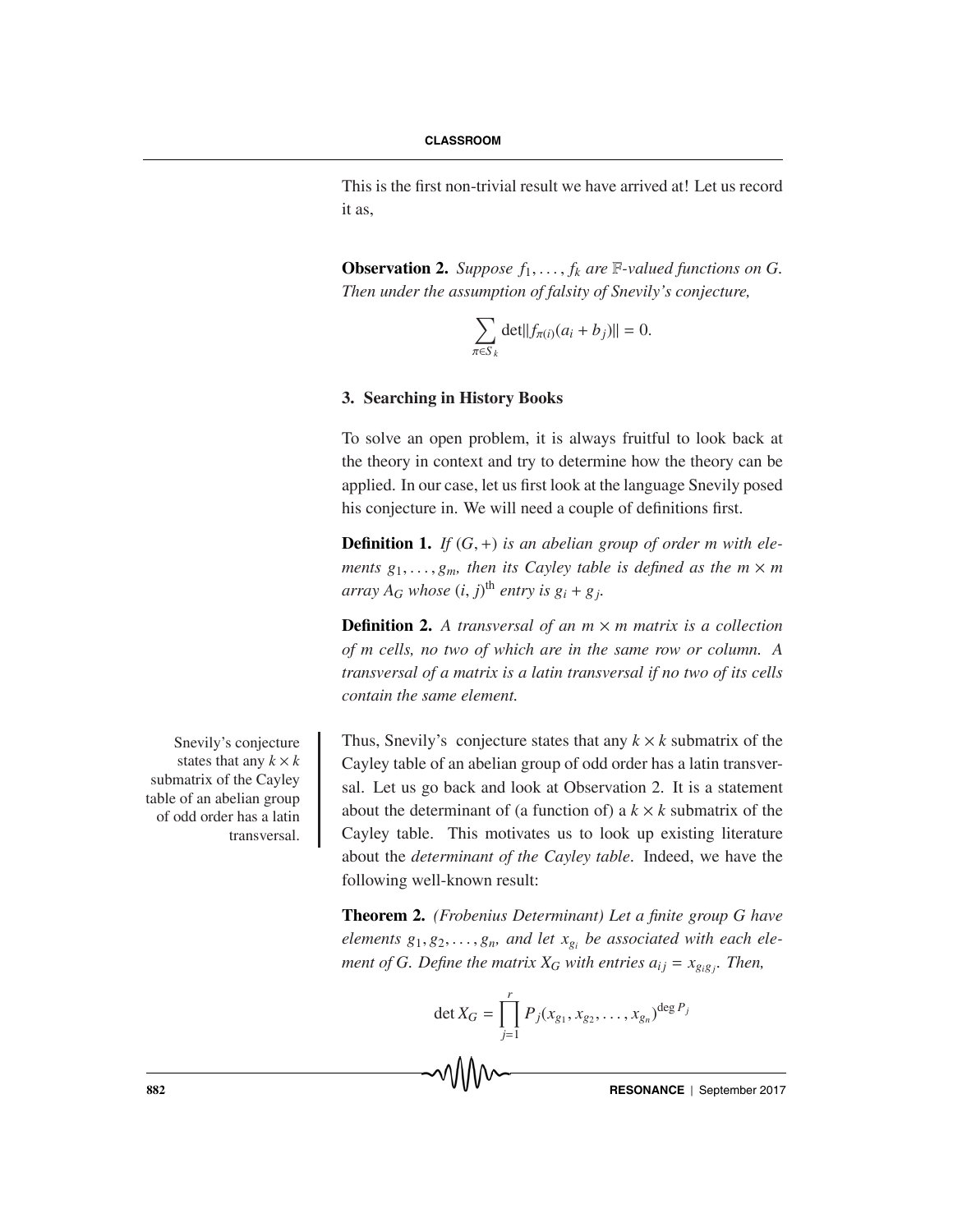This is the first non-trivial result we have arrived at! Let us record it as,

**Observation 2.** *Suppose $f_1, \ldots, f_k$ are $\mathbb{F}$-valued functions on $G$. Then under the assumption of falsity of Snevily's conjecture,*

$$\sum_{\pi \in S_k} \det \| f_{\pi(i)}(a_i + b_j) \| = 0.$$

### 3. Searching in History Books

To solve an open problem, it is always fruitful to look back at the theory in context and try to determine how the theory can be applied. In our case, let us first look at the language Snevily posed his conjecture in. We will need a couple of definitions first.

**Definition 1.** *If $(G, +)$ is an abelian group of order $m$ with elements $g_1, \ldots, g_m$, then its Cayley table is defined as the $m \times m$ array $A_G$ whose $(i, j)^{\text{th}}$ entry is $g_i + g_j$.*

**Definition 2.** *A transversal of an $m \times m$ matrix is a collection of $m$ cells, no two of which are in the same row or column. A transversal of a matrix is a latin transversal if no two of its cells contain the same element.*

Snevily's conjecture states that any $k \times k$ submatrix of the Cayley table of an abelian group of odd order has a latin transversal.

Thus, Snevily's conjecture states that any $k \times k$ submatrix of the Cayley table of an abelian group of odd order has a latin transversal. Let us go back and look at Observation 2. It is a statement about the determinant of (a function of) a $k \times k$ submatrix of the Cayley table. This motivates us to look up existing literature about the *determinant of the Cayley table*. Indeed, we have the following well-known result:

**Theorem 2.** *(Frobenius Determinant) Let a finite group $G$ have elements $g_1, g_2, \ldots, g_n$, and let $x_{g_i}$ be associated with each element of $G$. Define the matrix $X_G$ with entries $a_{ij} = x_{g_i g_j}$. Then,*

$$\det X_G = \prod_{j=1}^{r} P_j(x_{g_1}, x_{g_2}, \ldots, x_{g_n})^{\deg P_j}$$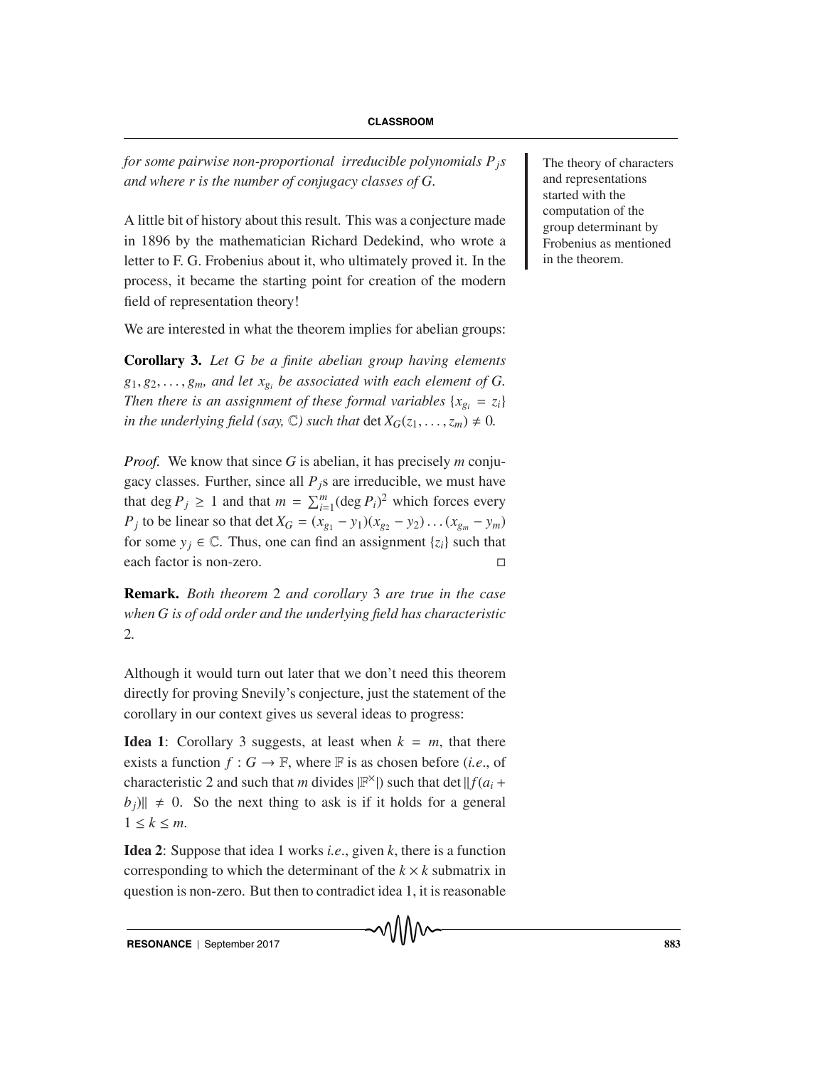*for some pairwise non-proportional irreducible polynomials $P_j$s and where $r$ is the number of conjugacy classes of $G$.*

A little bit of history about this result. This was a conjecture made in 1896 by the mathematician Richard Dedekind, who wrote a letter to F. G. Frobenius about it, who ultimately proved it. In the process, it became the starting point for creation of the modern field of representation theory!

The theory of characters and representations started with the computation of the group determinant by Frobenius as mentioned in the theorem.

We are interested in what the theorem implies for abelian groups:

**Corollary 3.** *Let $G$ be a finite abelian group having elements $g_1, g_2, \ldots, g_m$, and let $x_{g_i}$ be associated with each element of $G$. Then there is an assignment of these formal variables $\{x_{g_i} = z_i\}$ in the underlying field (say, $\mathbb{C}$) such that $\det X_G(z_1, \ldots, z_m) \neq 0$.*

*Proof.* We know that since $G$ is abelian, it has precisely $m$ conjugacy classes. Further, since all $P_j$s are irreducible, we must have that $\deg P_j \geq 1$ and that $m = \sum_{i=1}^{m} (\deg P_i)^2$ which forces every $P_j$ to be linear so that $\det X_G = (x_{g_1} - y_1)(x_{g_2} - y_2) \ldots (x_{g_m} - y_m)$ for some $y_j \in \mathbb{C}$. Thus, one can find an assignment $\{z_i\}$ such that each factor is non-zero. □

**Remark.** *Both theorem 2 and corollary 3 are true in the case when $G$ is of odd order and the underlying field has characteristic 2.*

Although it would turn out later that we don't need this theorem directly for proving Snevily's conjecture, just the statement of the corollary in our context gives us several ideas to progress:

**Idea 1**: Corollary 3 suggests, at least when $k = m$, that there exists a function $f : G \to \mathbb{F}$, where $\mathbb{F}$ is as chosen before (*i.e.*, of characteristic 2 and such that $m$ divides $|\mathbb{F}^{\times}|$) such that $\det \|f(a_i + b_j)\| \neq 0$. So the next thing to ask is if it holds for a general $1 \leq k \leq m$.

**Idea 2**: Suppose that idea 1 works *i.e.*, given $k$, there is a function corresponding to which the determinant of the $k \times k$ submatrix in question is non-zero. But then to contradict idea 1, it is reasonable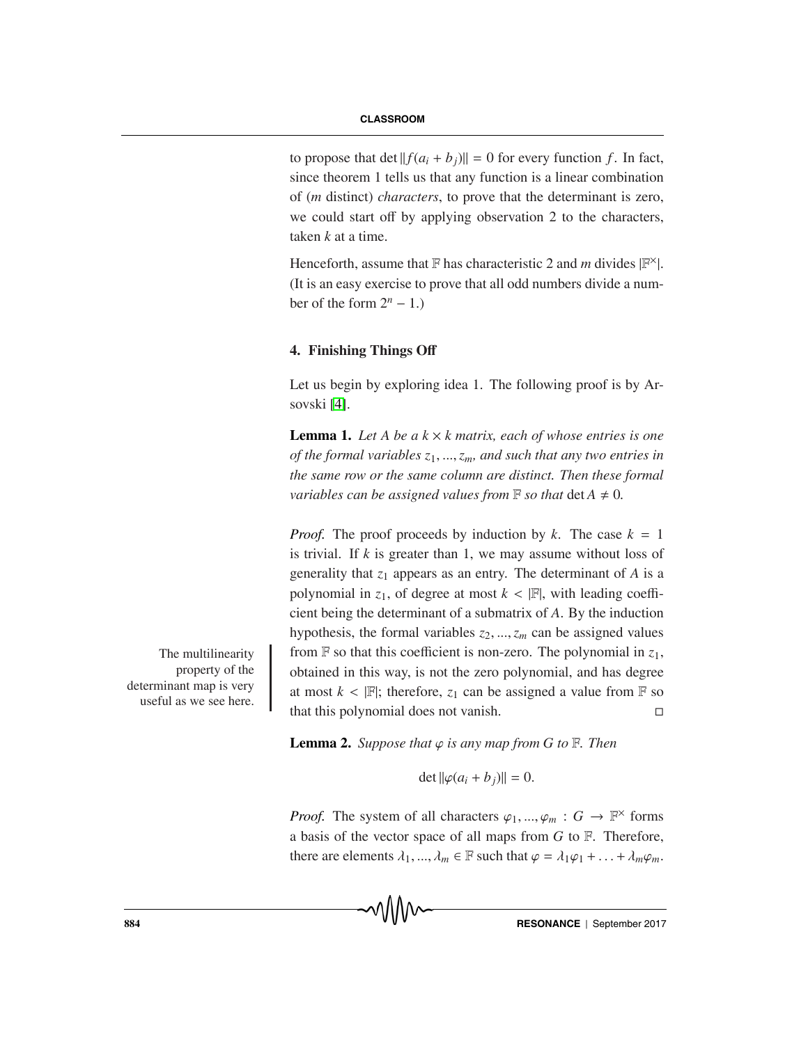to propose that $\det \|f(a_i + b_j)\| = 0$ for every function $f$. In fact, since theorem 1 tells us that any function is a linear combination of ($m$ distinct) *characters*, to prove that the determinant is zero, we could start off by applying observation 2 to the characters, taken $k$ at a time.

Henceforth, assume that $\mathbb{F}$ has characteristic 2 and $m$ divides $|\mathbb{F}^{\times}|$. (It is an easy exercise to prove that all odd numbers divide a number of the form $2^n - 1$.)

## 4. Finishing Things Off

Let us begin by exploring idea 1. The following proof is by Arsovski [4].

**Lemma 1.** *Let $A$ be a $k \times k$ matrix, each of whose entries is one of the formal variables $z_1, ..., z_m$, and such that any two entries in the same row or the same column are distinct. Then these formal variables can be assigned values from $\mathbb{F}$ so that* $\det A \neq 0$.

*Proof.* The proof proceeds by induction by $k$. The case $k = 1$ is trivial. If $k$ is greater than 1, we may assume without loss of generality that $z_1$ appears as an entry. The determinant of $A$ is a polynomial in $z_1$, of degree at most $k < |\mathbb{F}|$, with leading coefficient being the determinant of a submatrix of $A$. By the induction hypothesis, the formal variables $z_2, ..., z_m$ can be assigned values from $\mathbb{F}$ so that this coefficient is non-zero. The polynomial in $z_1$, obtained in this way, is not the zero polynomial, and has degree at most $k < |\mathbb{F}|$; therefore, $z_1$ can be assigned a value from $\mathbb{F}$ so that this polynomial does not vanish. □

The multilinearity property of the determinant map is very useful as we see here.

**Lemma 2.** *Suppose that $\varphi$ is any map from $G$ to $\mathbb{F}$. Then*

$$\det \|\varphi(a_i + b_j)\| = 0.$$

*Proof.* The system of all characters $\varphi_1, ..., \varphi_m : G \to \mathbb{F}^{\times}$ forms a basis of the vector space of all maps from $G$ to $\mathbb{F}$. Therefore, there are elements $\lambda_1, ..., \lambda_m \in \mathbb{F}$ such that $\varphi = \lambda_1\varphi_1 + \ldots + \lambda_m\varphi_m$.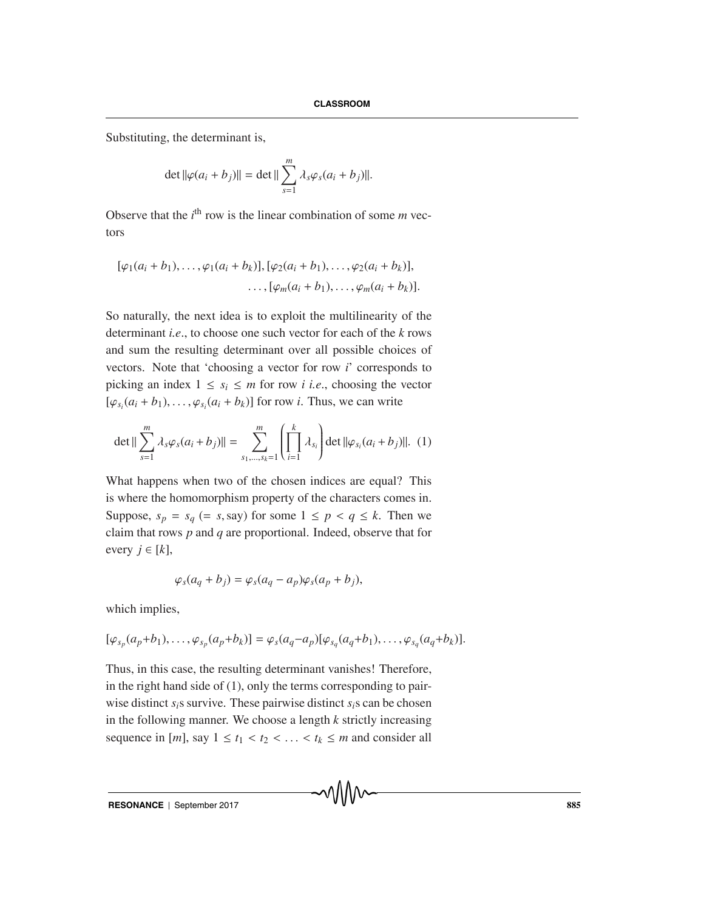Substituting, the determinant is,

$$\det \|\varphi(a_i + b_j)\| = \det \| \sum_{s=1}^{m} \lambda_s \varphi_s(a_i + b_j)\|.$$

Observe that the $i^{\text{th}}$ row is the linear combination of some $m$ vectors

$$[\varphi_1(a_i + b_1), \ldots, \varphi_1(a_i + b_k)], [\varphi_2(a_i + b_1), \ldots, \varphi_2(a_i + b_k)],$$
$$\ldots, [\varphi_m(a_i + b_1), \ldots, \varphi_m(a_i + b_k)].$$

So naturally, the next idea is to exploit the multilinearity of the determinant *i.e.*, to choose one such vector for each of the $k$ rows and sum the resulting determinant over all possible choices of vectors. Note that 'choosing a vector for row $i$' corresponds to picking an index $1 \leq s_i \leq m$ for row $i$ *i.e.*, choosing the vector $[\varphi_{s_i}(a_i + b_1), \ldots, \varphi_{s_i}(a_i + b_k)]$ for row $i$. Thus, we can write

$$\det \| \sum_{s=1}^{m} \lambda_s \varphi_s(a_i + b_j)\| = \sum_{s_1, \ldots, s_k = 1}^{m} \left( \prod_{i=1}^{k} \lambda_{s_i} \right) \det \|\varphi_{s_i}(a_i + b_j)\|. \quad (1)$$

What happens when two of the chosen indices are equal? This is where the homomorphism property of the characters comes in. Suppose, $s_p = s_q$ ($= s$, say) for some $1 \leq p < q \leq k$. Then we claim that rows $p$ and $q$ are proportional. Indeed, observe that for every $j \in [k]$,

$$\varphi_s(a_q + b_j) = \varphi_s(a_q - a_p)\varphi_s(a_p + b_j),$$

which implies,

$$[\varphi_{s_p}(a_p + b_1), \ldots, \varphi_{s_p}(a_p + b_k)] = \varphi_s(a_q - a_p)[\varphi_{s_q}(a_q + b_1), \ldots, \varphi_{s_q}(a_q + b_k)].$$

Thus, in this case, the resulting determinant vanishes! Therefore, in the right hand side of (1), only the terms corresponding to pairwise distinct $s_i$s survive. These pairwise distinct $s_i$s can be chosen in the following manner. We choose a length $k$ strictly increasing sequence in $[m]$, say $1 \leq t_1 < t_2 < \ldots < t_k \leq m$ and consider all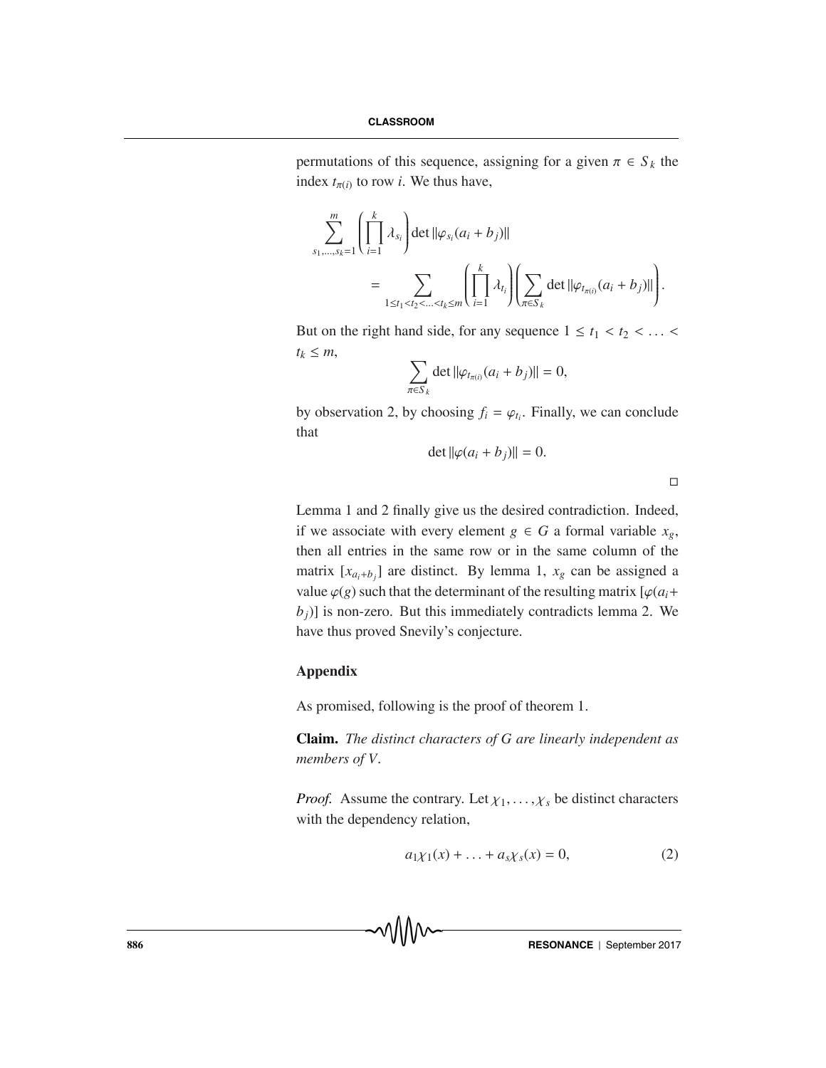permutations of this sequence, assigning for a given $\pi \in S_k$ the index $t_{\pi(i)}$ to row $i$. We thus have,

$$\sum_{s_1,\ldots,s_k=1}^{m} \left( \prod_{i=1}^{k} \lambda_{s_i} \right) \det \|\varphi_{s_i}(a_i + b_j)\| = \sum_{1 \le t_1 < t_2 < \ldots < t_k \le m} \left( \prod_{i=1}^{k} \lambda_{t_i} \right) \left( \sum_{\pi \in S_k} \det \|\varphi_{t_{\pi(i)}}(a_i + b_j)\| \right).$$

But on the right hand side, for any sequence $1 \le t_1 < t_2 < \ldots < t_k \le m$,

$$\sum_{\pi \in S_k} \det \|\varphi_{t_{\pi(i)}}(a_i + b_j)\| = 0,$$

by observation 2, by choosing $f_i = \varphi_{t_i}$. Finally, we can conclude that

$$\det \|\varphi(a_i + b_j)\| = 0.$$

□

Lemma 1 and 2 finally give us the desired contradiction. Indeed, if we associate with every element $g \in G$ a formal variable $x_g$, then all entries in the same row or in the same column of the matrix $[x_{a_i+b_j}]$ are distinct. By lemma 1, $x_g$ can be assigned a value $\varphi(g)$ such that the determinant of the resulting matrix $[\varphi(a_i + b_j)]$ is non-zero. But this immediately contradicts lemma 2. We have thus proved Snevily's conjecture.

### Appendix

As promised, following is the proof of theorem 1.

**Claim.** *The distinct characters of G are linearly independent as members of V.*

*Proof.* Assume the contrary. Let $\chi_1, \ldots, \chi_s$ be distinct characters with the dependency relation,

$$a_1\chi_1(x) + \ldots + a_s\chi_s(x) = 0, \tag{2}$$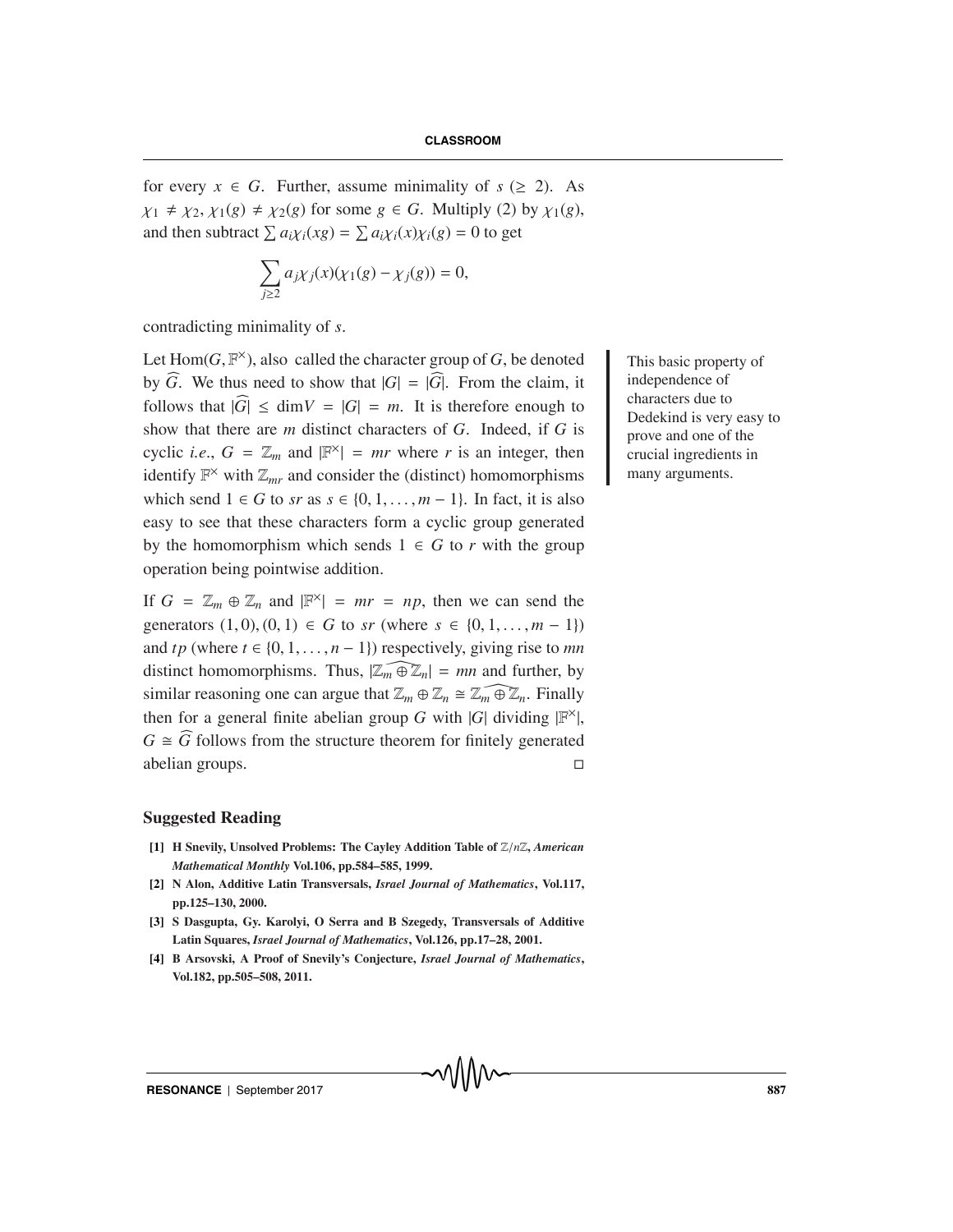for every $x \in G$. Further, assume minimality of $s$ ($\geq 2$). As $\chi_1 \neq \chi_2$, $\chi_1(g) \neq \chi_2(g)$ for some $g \in G$. Multiply (2) by $\chi_1(g)$, and then subtract $\sum a_i\chi_i(xg) = \sum a_i\chi_i(x)\chi_i(g) = 0$ to get

$$\sum_{j\geq 2} a_j\chi_j(x)(\chi_1(g) - \chi_j(g)) = 0,$$

contradicting minimality of $s$.

Let $\mathrm{Hom}(G, \mathbb{F}^{\times})$, also called the character group of $G$, be denoted by $\widehat{G}$. We thus need to show that $|G| = |\widehat{G}|$. From the claim, it follows that $|\widehat{G}| \leq \dim V = |G| = m$. It is therefore enough to show that there are $m$ distinct characters of $G$. Indeed, if $G$ is cyclic *i.e.*, $G = \mathbb{Z}_m$ and $|\mathbb{F}^{\times}| = mr$ where $r$ is an integer, then identify $\mathbb{F}^{\times}$ with $\mathbb{Z}_{mr}$ and consider the (distinct) homomorphisms which send $1 \in G$ to $sr$ as $s \in \{0, 1, \ldots, m-1\}$. In fact, it is also easy to see that these characters form a cyclic group generated by the homomorphism which sends $1 \in G$ to $r$ with the group operation being pointwise addition.

This basic property of independence of characters due to Dedekind is very easy to prove and one of the crucial ingredients in many arguments.

If $G = \mathbb{Z}_m \oplus \mathbb{Z}_n$ and $|\mathbb{F}^{\times}| = mr = np$, then we can send the generators $(1, 0), (0, 1) \in G$ to $sr$ (where $s \in \{0, 1, \ldots, m-1\}$) and $tp$ (where $t \in \{0, 1, \ldots, n-1\}$) respectively, giving rise to $mn$ distinct homomorphisms. Thus, $|\widehat{\mathbb{Z}_m \oplus \mathbb{Z}_n}| = mn$ and further, by similar reasoning one can argue that $\mathbb{Z}_m \oplus \mathbb{Z}_n \cong \widehat{\mathbb{Z}_m \oplus \mathbb{Z}_n}$. Finally then for a general finite abelian group $G$ with $|G|$ dividing $|\mathbb{F}^{\times}|$, $G \cong \widehat{G}$ follows from the structure theorem for finitely generated abelian groups. □

## Suggested Reading

**[1] H Snevily, Unsolved Problems: The Cayley Addition Table of $\mathbb{Z}/n\mathbb{Z}$, *American Mathematical Monthly* Vol.106, pp.584–585, 1999.**

**[2] N Alon, Additive Latin Transversals, *Israel Journal of Mathematics*, Vol.117, pp.125–130, 2000.**

**[3] S Dasgupta, Gy. Karolyi, O Serra and B Szegedy, Transversals of Additive Latin Squares, *Israel Journal of Mathematics*, Vol.126, pp.17–28, 2001.**

**[4] B Arsovski, A Proof of Snevily's Conjecture, *Israel Journal of Mathematics*, Vol.182, pp.505–508, 2011.**